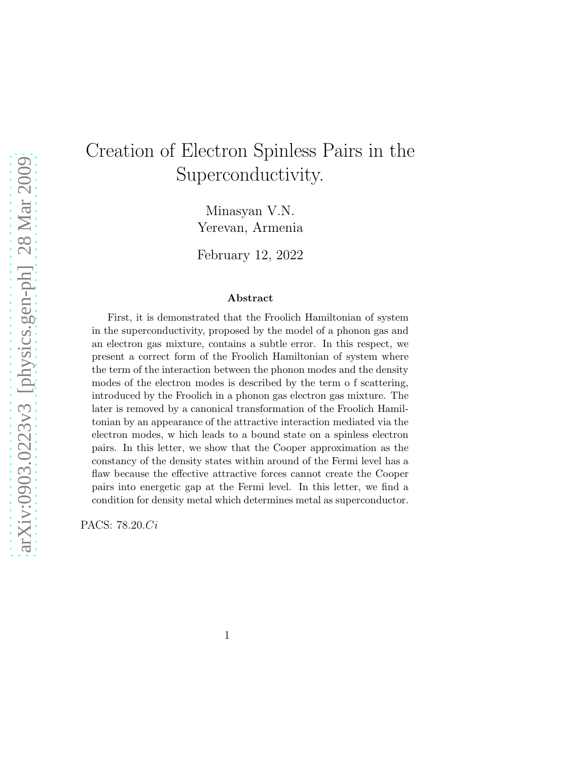# Creation of Electron Spinless Pairs in the Superconductivity.

Minasyan V.N.
Yerevan, Armenia

February 12, 2022

### Abstract

First, it is demonstrated that the Froolich Hamiltonian of system in the superconductivity, proposed by the model of a phonon gas and an electron gas mixture, contains a subtle error. In this respect, we present a correct form of the Froolich Hamiltonian of system where the term of the interaction between the phonon modes and the density modes of the electron modes is described by the term o f scattering, introduced by the Froolich in a phonon gas electron gas mixture. The later is removed by a canonical transformation of the Froolich Hamiltonian by an appearance of the attractive interaction mediated via the electron modes, w hich leads to a bound state on a spinless electron pairs. In this letter, we show that the Cooper approximation as the constancy of the density states within around of the Fermi level has a flaw because the effective attractive forces cannot create the Cooper pairs into energetic gap at the Fermi level. In this letter, we find a condition for density metal which determines metal as superconductor.

PACS: $78.20.Ci$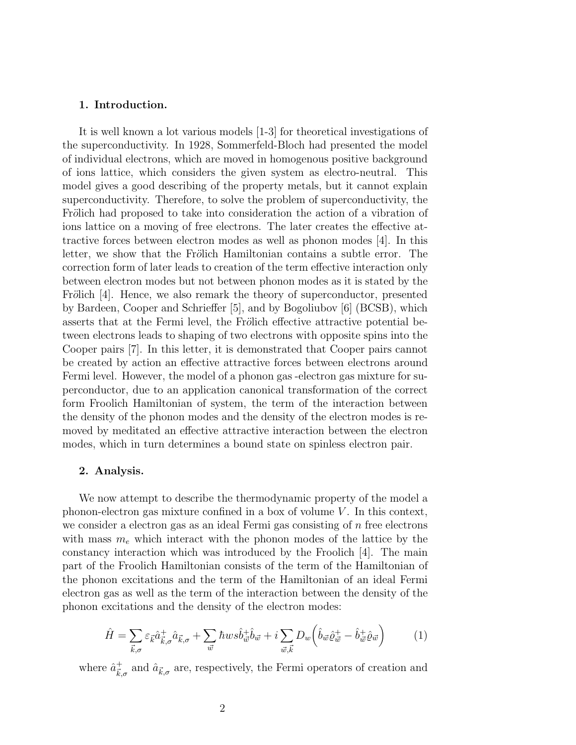## 1. Introduction.

It is well known a lot various models [1-3] for theoretical investigations of the superconductivity. In 1928, Sommerfeld-Bloch had presented the model of individual electrons, which are moved in homogenous positive background of ions lattice, which considers the given system as electro-neutral. This model gives a good describing of the property metals, but it cannot explain superconductivity. Therefore, to solve the problem of superconductivity, the Frölich had proposed to take into consideration the action of a vibration of ions lattice on a moving of free electrons. The later creates the effective attractive forces between electron modes as well as phonon modes [4]. In this letter, we show that the Frölich Hamiltonian contains a subtle error. The correction form of later leads to creation of the term effective interaction only between electron modes but not between phonon modes as it is stated by the Frölich [4]. Hence, we also remark the theory of superconductor, presented by Bardeen, Cooper and Schrieffer [5], and by Bogoliubov [6] (BCSB), which asserts that at the Fermi level, the Frölich effective attractive potential between electrons leads to shaping of two electrons with opposite spins into the Cooper pairs [7]. In this letter, it is demonstrated that Cooper pairs cannot be created by action an effective attractive forces between electrons around Fermi level. However, the model of a phonon gas -electron gas mixture for superconductor, due to an application canonical transformation of the correct form Froolich Hamiltonian of system, the term of the interaction between the density of the phonon modes and the density of the electron modes is removed by meditated an effective attractive interaction between the electron modes, which in turn determines a bound state on spinless electron pair.

## 2. Analysis.

We now attempt to describe the thermodynamic property of the model a phonon-electron gas mixture confined in a box of volume $V$. In this context, we consider a electron gas as an ideal Fermi gas consisting of $n$ free electrons with mass $m_e$ which interact with the phonon modes of the lattice by the constancy interaction which was introduced by the Froolich [4]. The main part of the Froolich Hamiltonian consists of the term of the Hamiltonian of the phonon excitations and the term of the Hamiltonian of an ideal Fermi electron gas as well as the term of the interaction between the density of the phonon excitations and the density of the electron modes:

$$\hat{H} = \sum_{\vec{k},\sigma} \varepsilon_{\vec{k}} \hat{a}^{+}_{\vec{k},\sigma} \hat{a}_{\vec{k},\sigma} + \sum_{\vec{w}} \hbar w s \hat{b}^{+}_{\vec{w}} \hat{b}_{\vec{w}} + i \sum_{\vec{w},\vec{k}} D_w \Big( \hat{b}_{\vec{w}} \hat{\varrho}^{+}_{\vec{w}} - \hat{b}^{+}_{\vec{w}} \hat{\varrho}_{\vec{w}} \Big) \qquad (1)$$

where $\hat{a}^{+}_{\vec{k},\sigma}$ and $\hat{a}_{\vec{k},\sigma}$ are, respectively, the Fermi operators of creation and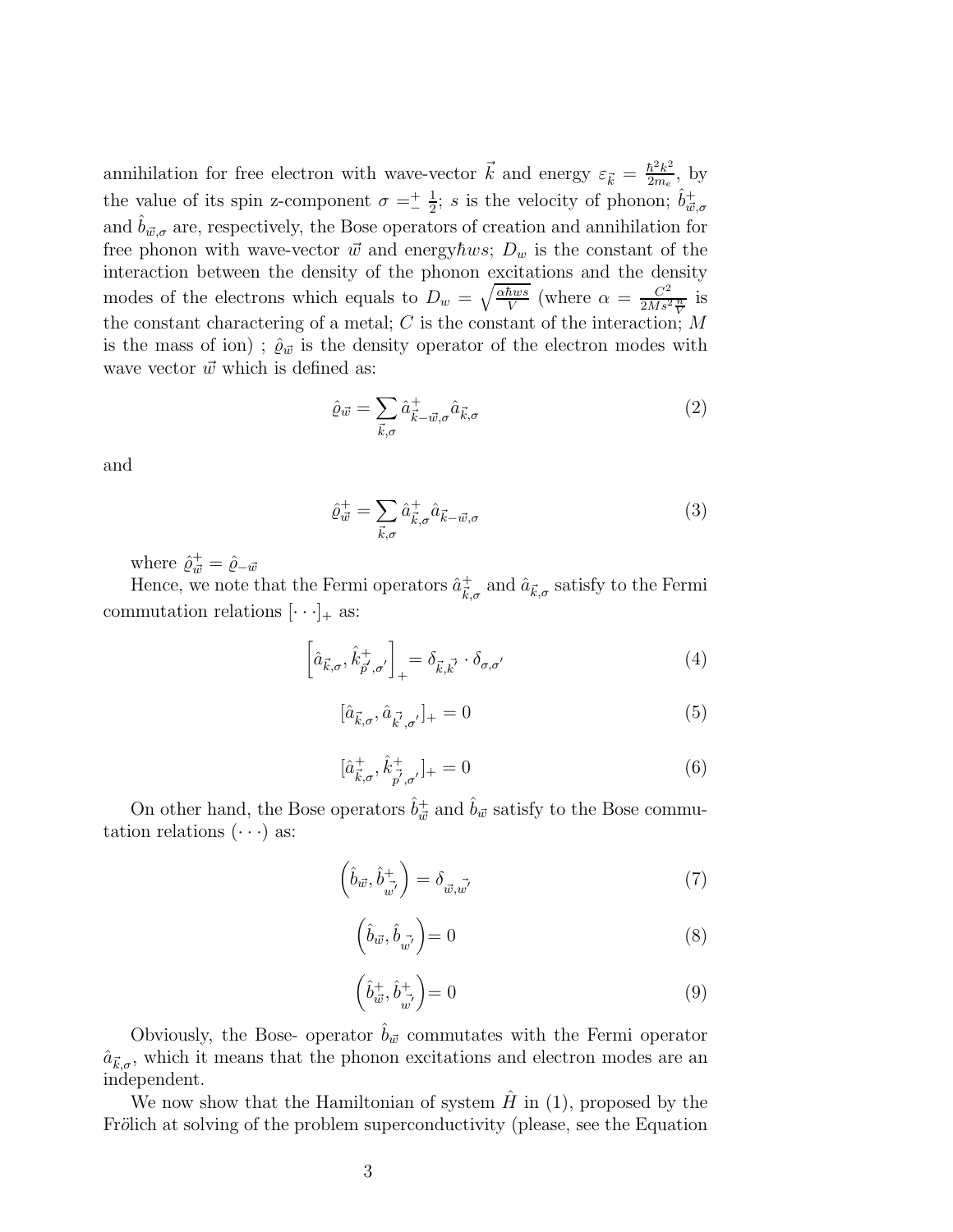annihilation for free electron with wave-vector $\vec{k}$ and energy $\varepsilon_{\vec{k}} = \frac{\hbar^2 k^2}{2m_e}$, by the value of its spin z-component $\sigma =^+_- \frac{1}{2}$; $s$ is the velocity of phonon; $\hat{b}^+_{\vec{w},\sigma}$ and $\hat{b}_{\vec{w},\sigma}$ are, respectively, the Bose operators of creation and annihilation for free phonon with wave-vector $\vec{w}$ and energy$\hbar ws$; $D_w$ is the constant of the interaction between the density of the phonon excitations and the density modes of the electrons which equals to $D_w = \sqrt{\frac{\alpha \hbar ws}{V}}$ (where $\alpha = \frac{C^2}{2Ms^2 \frac{n}{V}}$ is the constant charactering of a metal; $C$ is the constant of the interaction; $M$ is the mass of ion) ; $\hat{\varrho}_{\vec{w}}$ is the density operator of the electron modes with wave vector $\vec{w}$ which is defined as:

$$\hat{\varrho}_{\vec{w}} = \sum_{\vec{k},\sigma} \hat{a}^+_{\vec{k}-\vec{w},\sigma} \hat{a}_{\vec{k},\sigma} \tag{2}$$

and

$$\hat{\varrho}^+_{\vec{w}} = \sum_{\vec{k},\sigma} \hat{a}^+_{\vec{k},\sigma} \hat{a}_{\vec{k}-\vec{w},\sigma} \tag{3}$$

where $\hat{\varrho}^+_{\vec{w}} = \hat{\varrho}_{-\vec{w}}$

Hence, we note that the Fermi operators $\hat{a}^+_{\vec{k},\sigma}$ and $\hat{a}_{\vec{k},\sigma}$ satisfy to the Fermi commutation relations $[\cdots]_+$ as:

$$\left[\hat{a}_{\vec{k},\sigma}, \hat{k}^+_{\vec{p}',\sigma'}\right]_+ = \delta_{\vec{k},\vec{k}'} \cdot \delta_{\sigma,\sigma'} \tag{4}$$

$$[\hat{a}_{\vec{k},\sigma}, \hat{a}_{\vec{k}',\sigma'}]_+ = 0 \tag{5}$$

$$[\hat{a}^+_{\vec{k},\sigma}, \hat{k}^+_{\vec{p}',\sigma'}]_+ = 0 \tag{6}$$

On other hand, the Bose operators $\hat{b}^+_{\vec{w}}$ and $\hat{b}_{\vec{w}}$ satisfy to the Bose commutation relations $(\cdots)$ as:

$$\left(\hat{b}_{\vec{w}}, \hat{b}^+_{\vec{w}'}\right) = \delta_{\vec{w},\vec{w}'} \tag{7}$$

$$\left(\hat{b}_{\vec{w}}, \hat{b}_{\vec{w}'}\right) = 0 \tag{8}$$

$$\left(\hat{b}^+_{\vec{w}}, \hat{b}^+_{\vec{w}'}\right) = 0 \tag{9}$$

Obviously, the Bose- operator $\hat{b}_{\vec{w}}$ commutates with the Fermi operator $\hat{a}_{\vec{k},\sigma}$, which it means that the phonon excitations and electron modes are an independent.

We now show that the Hamiltonian of system $\hat{H}$ in (1), proposed by the Frölich at solving of the problem superconductivity (please, see the Equation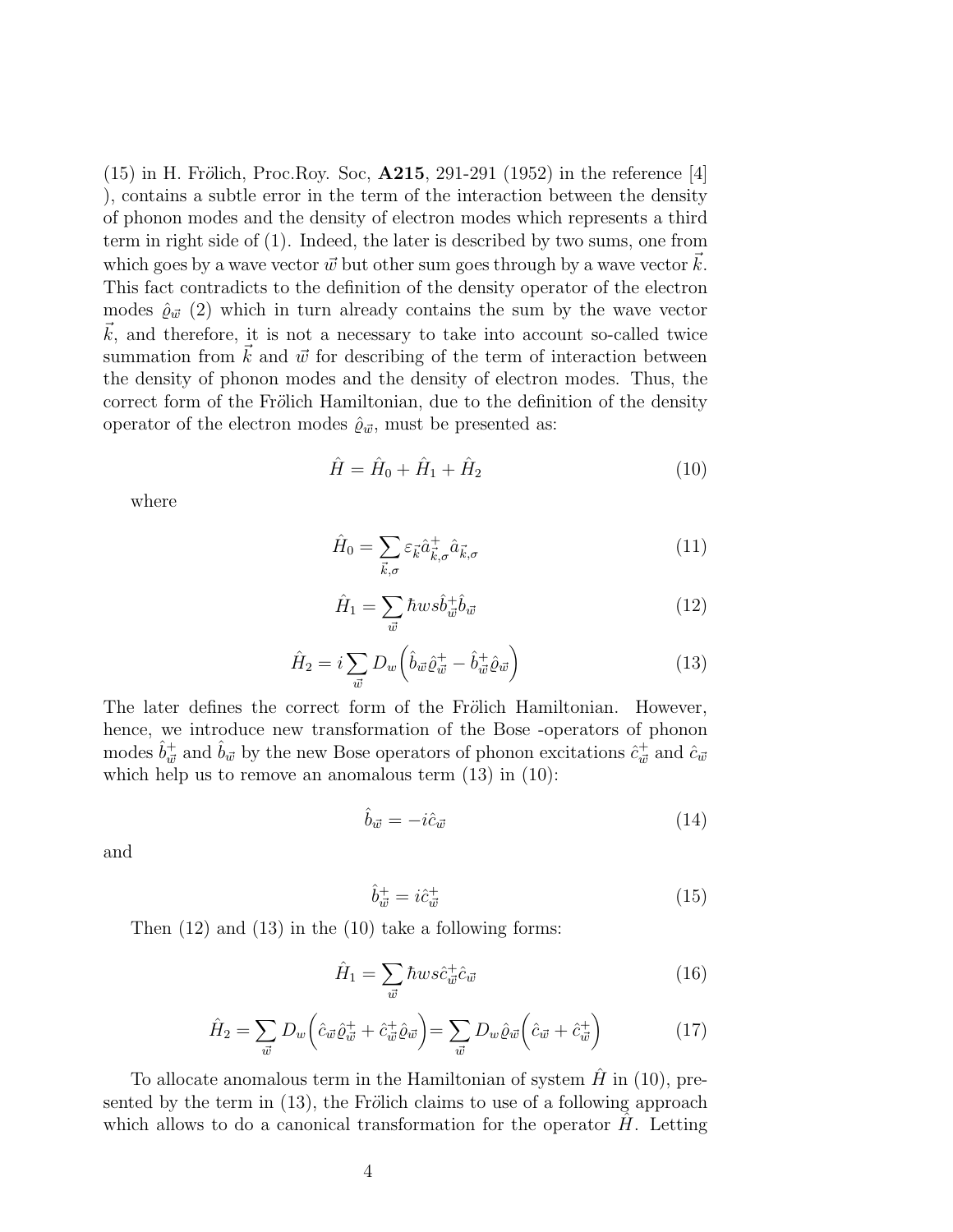(15) in H. Frölich, Proc.Roy. Soc, **A215**, 291-291 (1952) in the reference [4] ), contains a subtle error in the term of the interaction between the density of phonon modes and the density of electron modes which represents a third term in right side of (1). Indeed, the later is described by two sums, one from which goes by a wave vector $\vec{w}$ but other sum goes through by a wave vector $\vec{k}$. This fact contradicts to the definition of the density operator of the electron modes $\hat{\varrho}_{\vec{w}}$ (2) which in turn already contains the sum by the wave vector $\vec{k}$, and therefore, it is not a necessary to take into account so-called twice summation from $\vec{k}$ and $\vec{w}$ for describing of the term of interaction between the density of phonon modes and the density of electron modes. Thus, the correct form of the Frölich Hamiltonian, due to the definition of the density operator of the electron modes $\hat{\varrho}_{\vec{w}}$, must be presented as:

$$\hat{H} = \hat{H}_0 + \hat{H}_1 + \hat{H}_2 \tag{10}$$

where

$$\hat{H}_0 = \sum_{\vec{k},\sigma} \varepsilon_{\vec{k}} \hat{a}^{+}_{\vec{k},\sigma} \hat{a}_{\vec{k},\sigma} \tag{11}$$

$$\hat{H}_1 = \sum_{\vec{w}} \hbar w s \hat{b}^{+}_{\vec{w}} \hat{b}_{\vec{w}} \tag{12}$$

$$\hat{H}_2 = i \sum_{\vec{w}} D_w \left( \hat{b}_{\vec{w}} \hat{\varrho}^{+}_{\vec{w}} - \hat{b}^{+}_{\vec{w}} \hat{\varrho}_{\vec{w}} \right) \tag{13}$$

The later defines the correct form of the Frölich Hamiltonian. However, hence, we introduce new transformation of the Bose -operators of phonon modes $\hat{b}^{+}_{\vec{w}}$ and $\hat{b}_{\vec{w}}$ by the new Bose operators of phonon excitations $\hat{c}^{+}_{\vec{w}}$ and $\hat{c}_{\vec{w}}$ which help us to remove an anomalous term (13) in (10):

$$\hat{b}_{\vec{w}} = -i \hat{c}_{\vec{w}} \tag{14}$$

and

$$\hat{b}^{+}_{\vec{w}} = i \hat{c}^{+}_{\vec{w}} \tag{15}$$

Then (12) and (13) in the (10) take a following forms:

$$\hat{H}_1 = \sum_{\vec{w}} \hbar w s \hat{c}^{+}_{\vec{w}} \hat{c}_{\vec{w}} \tag{16}$$

$$\hat{H}_2 = \sum_{\vec{w}} D_w \left( \hat{c}_{\vec{w}} \hat{\varrho}^{+}_{\vec{w}} + \hat{c}^{+}_{\vec{w}} \hat{\varrho}_{\vec{w}} \right) = \sum_{\vec{w}} D_w \hat{\varrho}_{\vec{w}} \left( \hat{c}_{\vec{w}} + \hat{c}^{+}_{\vec{w}} \right) \tag{17}$$

To allocate anomalous term in the Hamiltonian of system $\hat{H}$ in (10), presented by the term in (13), the Frölich claims to use of a following approach which allows to do a canonical transformation for the operator $\hat{H}$. Letting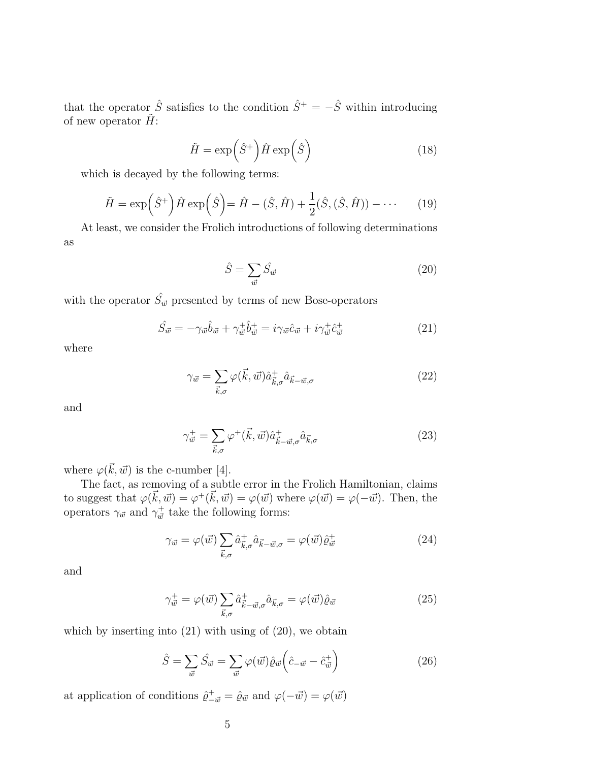that the operator $\hat{S}$ satisfies to the condition $\hat{S}^+ = -\hat{S}$ within introducing of new operator $\tilde{H}$:

$$\tilde{H} = \exp\left(\hat{S}^+\right)\hat{H}\exp\left(\hat{S}\right) \tag{18}$$

which is decayed by the following terms:

$$\tilde{H} = \exp\left(\hat{S}^+\right)\hat{H}\exp\left(\hat{S}\right) = \hat{H} - (\hat{S},\hat{H}) + \frac{1}{2}(\hat{S},(\hat{S},\hat{H})) - \cdots \tag{19}$$

At least, we consider the Frolich introductions of following determinations as

$$\hat{S} = \sum_{\vec{w}} \hat{S_{\vec{w}}} \tag{20}$$

with the operator $\hat{S_{\vec{w}}}$ presented by terms of new Bose-operators

$$\hat{S_{\vec{w}}} = -\gamma_{\vec{w}}\hat{b}_{\vec{w}} + \gamma^+_{\vec{w}}\hat{b}^+_{\vec{w}} = i\gamma_{\vec{w}}\hat{c}_{\vec{w}} + i\gamma^+_{\vec{w}}\hat{c}^+_{\vec{w}} \tag{21}$$

where

$$\gamma_{\vec{w}} = \sum_{\vec{k},\sigma}\varphi(\vec{k},\vec{w})\hat{a}^+_{\vec{k},\sigma}\hat{a}_{\vec{k}-\vec{w},\sigma} \tag{22}$$

and

$$\gamma^+_{\vec{w}} = \sum_{\vec{k},\sigma}\varphi^+(\vec{k},\vec{w})\hat{a}^+_{\vec{k}-\vec{w},\sigma}\hat{a}_{\vec{k},\sigma} \tag{23}$$

where $\varphi(\vec{k},\vec{w})$ is the c-number [4].

The fact, as removing of a subtle error in the Frolich Hamiltonian, claims to suggest that $\varphi(\vec{k},\vec{w}) = \varphi^+(\vec{k},\vec{w}) = \varphi(\vec{w})$ where $\varphi(\vec{w}) = \varphi(-\vec{w})$. Then, the operators $\gamma_{\vec{w}}$ and $\gamma^+_{\vec{w}}$ take the following forms:

$$\gamma_{\vec{w}} = \varphi(\vec{w})\sum_{\vec{k},\sigma}\hat{a}^+_{\vec{k},\sigma}\hat{a}_{\vec{k}-\vec{w},\sigma} = \varphi(\vec{w})\hat{\varrho}^+_{\vec{w}} \tag{24}$$

and

$$\gamma^+_{\vec{w}} = \varphi(\vec{w})\sum_{\vec{k},\sigma}\hat{a}^+_{\vec{k}-\vec{w},\sigma}\hat{a}_{\vec{k},\sigma} = \varphi(\vec{w})\hat{\varrho}_{\vec{w}} \tag{25}$$

which by inserting into (21) with using of (20), we obtain

$$\hat{S} = \sum_{\vec{w}}\hat{S_{\vec{w}}} = \sum_{\vec{w}}\varphi(\vec{w})\hat{\varrho}_{\vec{w}}\left(\hat{c}_{-\vec{w}} - \hat{c}^+_{\vec{w}}\right) \tag{26}$$

at application of conditions $\hat{\varrho}^+_{-\vec{w}} = \hat{\varrho}_{\vec{w}}$ and $\varphi(-\vec{w}) = \varphi(\vec{w})$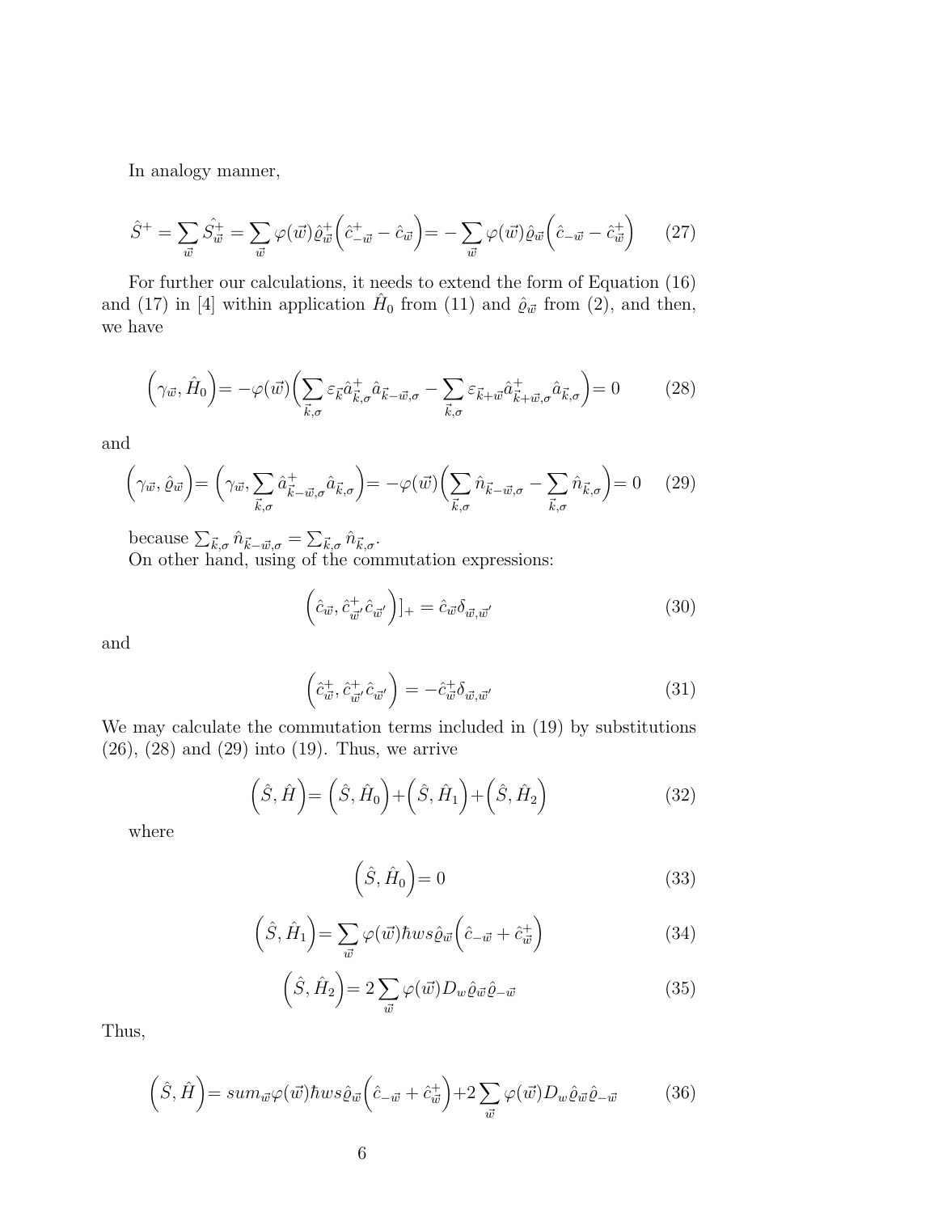In analogy manner,

$$\hat{S}^{+} = \sum_{\vec{w}} \hat{S}^{+}_{\vec{w}} = \sum_{\vec{w}} \varphi(\vec{w}) \hat{\varrho}^{+}_{\vec{w}} \Big( \hat{c}^{+}_{-\vec{w}} - \hat{c}_{\vec{w}} \Big) = - \sum_{\vec{w}} \varphi(\vec{w}) \hat{\varrho}_{\vec{w}} \Big( \hat{c}_{-\vec{w}} - \hat{c}^{+}_{\vec{w}} \Big) \tag{27}$$

For further our calculations, it needs to extend the form of Equation (16) and (17) in [4] within application $\hat{H}_0$ from (11) and $\hat{\varrho}_{\vec{w}}$ from (2), and then, we have

$$\Big( \gamma_{\vec{w}}, \hat{H}_0 \Big) = -\varphi(\vec{w}) \Big( \sum_{\vec{k},\sigma} \varepsilon_{\vec{k}} \hat{a}^{+}_{\vec{k},\sigma} \hat{a}_{\vec{k}-\vec{w},\sigma} - \sum_{\vec{k},\sigma} \varepsilon_{\vec{k}+\vec{w}} \hat{a}^{+}_{\vec{k}+\vec{w},\sigma} \hat{a}_{\vec{k},\sigma} \Big) = 0 \tag{28}$$

and

$$\Big( \gamma_{\vec{w}}, \hat{\varrho}_{\vec{w}} \Big) = \Big( \gamma_{\vec{w}}, \sum_{\vec{k},\sigma} \hat{a}^{+}_{\vec{k}-\vec{w},\sigma} \hat{a}_{\vec{k},\sigma} \Big) = -\varphi(\vec{w}) \Big( \sum_{\vec{k},\sigma} \hat{n}_{\vec{k}-\vec{w},\sigma} - \sum_{\vec{k},\sigma} \hat{n}_{\vec{k},\sigma} \Big) = 0 \tag{29}$$

because $\sum_{\vec{k},\sigma} \hat{n}_{\vec{k}-\vec{w},\sigma} = \sum_{\vec{k},\sigma} \hat{n}_{\vec{k},\sigma}$.

On other hand, using of the commutation expressions:

$$\Big( \hat{c}_{\vec{w}}, \hat{c}^{+}_{\vec{w}'} \hat{c}_{\vec{w}'} \Big) ]_{+} = \hat{c}_{\vec{w}} \delta_{\vec{w},\vec{w}'} \tag{30}$$

and

$$\Big( \hat{c}^{+}_{\vec{w}}, \hat{c}^{+}_{\vec{w}'} \hat{c}_{\vec{w}'} \Big) = -\hat{c}^{+}_{\vec{w}} \delta_{\vec{w},\vec{w}'} \tag{31}$$

We may calculate the commutation terms included in (19) by substitutions (26), (28) and (29) into (19). Thus, we arrive

$$\Big( \hat{S}, \hat{H} \Big) = \Big( \hat{S}, \hat{H}_0 \Big) + \Big( \hat{S}, \hat{H}_1 \Big) + \Big( \hat{S}, \hat{H}_2 \Big) \tag{32}$$

where

$$\Big( \hat{S}, \hat{H}_0 \Big) = 0 \tag{33}$$

$$\Big( \hat{S}, \hat{H}_1 \Big) = \sum_{\vec{w}} \varphi(\vec{w}) \hbar w s \hat{\varrho}_{\vec{w}} \Big( \hat{c}_{-\vec{w}} + \hat{c}^{+}_{\vec{w}} \Big) \tag{34}$$

$$\Big( \hat{S}, \hat{H}_2 \Big) = 2 \sum_{\vec{w}} \varphi(\vec{w}) D_w \hat{\varrho}_{\vec{w}} \hat{\varrho}_{-\vec{w}} \tag{35}$$

Thus,

$$\Big( \hat{S}, \hat{H} \Big) = sum_{\vec{w}} \varphi(\vec{w}) \hbar w s \hat{\varrho}_{\vec{w}} \Big( \hat{c}_{-\vec{w}} + \hat{c}^{+}_{\vec{w}} \Big) + 2 \sum_{\vec{w}} \varphi(\vec{w}) D_w \hat{\varrho}_{\vec{w}} \hat{\varrho}_{-\vec{w}} \tag{36}$$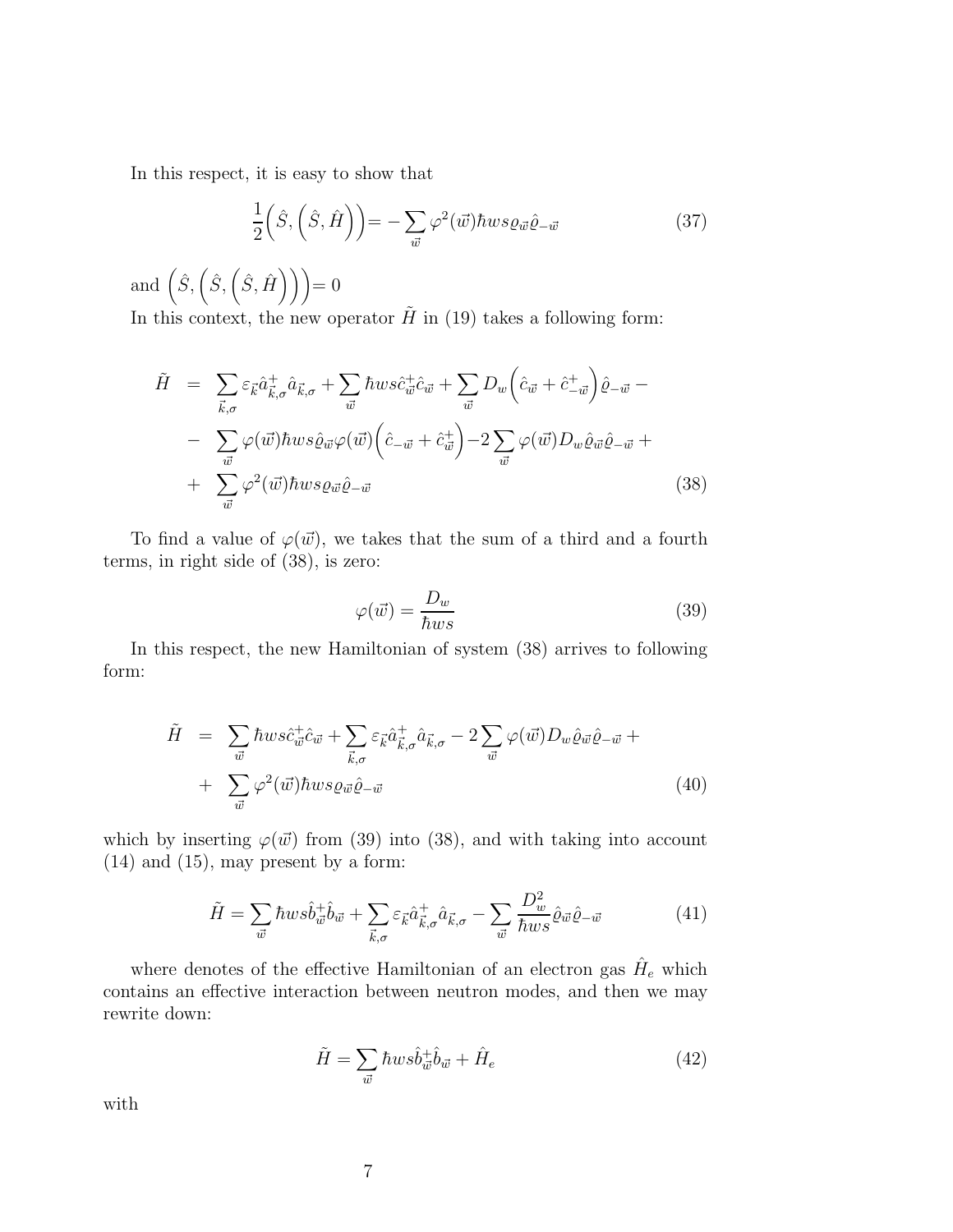In this respect, it is easy to show that

$$\frac{1}{2}\Big(\hat{S},\Big(\hat{S},\hat{H}\Big)\Big)= -\sum_{\vec{w}}\varphi^2(\vec{w})\hbar ws\varrho_{\vec{w}}\hat{\varrho}_{-\vec{w}} \tag{37}$$

and $\Big(\hat{S},\Big(\hat{S},\Big(\hat{S},\hat{H}\Big)\Big)\Big)= 0$

In this context, the new operator $\tilde{H}$ in (19) takes a following form:

$$\begin{aligned}
\tilde{H} &= \sum_{\vec{k},\sigma}\varepsilon_{\vec{k}}\hat{a}^{+}_{\vec{k},\sigma}\hat{a}_{\vec{k},\sigma} + \sum_{\vec{w}}\hbar ws\hat{c}^{+}_{\vec{w}}\hat{c}_{\vec{w}} + \sum_{\vec{w}}D_w\Big(\hat{c}_{\vec{w}}+\hat{c}^{+}_{-\vec{w}}\Big)\hat{\varrho}_{-\vec{w}} - \\
&- \sum_{\vec{w}}\varphi(\vec{w})\hbar ws\hat{\varrho}_{\vec{w}}\varphi(\vec{w})\Big(\hat{c}_{-\vec{w}}+\hat{c}^{+}_{\vec{w}}\Big) - 2\sum_{\vec{w}}\varphi(\vec{w})D_w\hat{\varrho}_{\vec{w}}\hat{\varrho}_{-\vec{w}} + \\
&+ \sum_{\vec{w}}\varphi^2(\vec{w})\hbar ws\varrho_{\vec{w}}\hat{\varrho}_{-\vec{w}}
\end{aligned} \tag{38}$$

To find a value of $\varphi(\vec{w})$, we takes that the sum of a third and a fourth terms, in right side of (38), is zero:

$$\varphi(\vec{w}) = \frac{D_w}{\hbar ws} \tag{39}$$

In this respect, the new Hamiltonian of system (38) arrives to following form:

$$\begin{aligned}
\tilde{H} &= \sum_{\vec{w}}\hbar ws\hat{c}^{+}_{\vec{w}}\hat{c}_{\vec{w}} + \sum_{\vec{k},\sigma}\varepsilon_{\vec{k}}\hat{a}^{+}_{\vec{k},\sigma}\hat{a}_{\vec{k},\sigma} - 2\sum_{\vec{w}}\varphi(\vec{w})D_w\hat{\varrho}_{\vec{w}}\hat{\varrho}_{-\vec{w}} + \\
&+ \sum_{\vec{w}}\varphi^2(\vec{w})\hbar ws\varrho_{\vec{w}}\hat{\varrho}_{-\vec{w}}
\end{aligned} \tag{40}$$

which by inserting $\varphi(\vec{w})$ from (39) into (38), and with taking into account (14) and (15), may present by a form:

$$\tilde{H} = \sum_{\vec{w}}\hbar ws\hat{b}^{+}_{\vec{w}}\hat{b}_{\vec{w}} + \sum_{\vec{k},\sigma}\varepsilon_{\vec{k}}\hat{a}^{+}_{\vec{k},\sigma}\hat{a}_{\vec{k},\sigma} - \sum_{\vec{w}}\frac{D^2_w}{\hbar ws}\hat{\varrho}_{\vec{w}}\hat{\varrho}_{-\vec{w}} \tag{41}$$

where denotes of the effective Hamiltonian of an electron gas $\hat{H}_e$ which contains an effective interaction between neutron modes, and then we may rewrite down:

$$\tilde{H} = \sum_{\vec{w}}\hbar ws\hat{b}^{+}_{\vec{w}}\hat{b}_{\vec{w}} + \hat{H}_e \tag{42}$$

with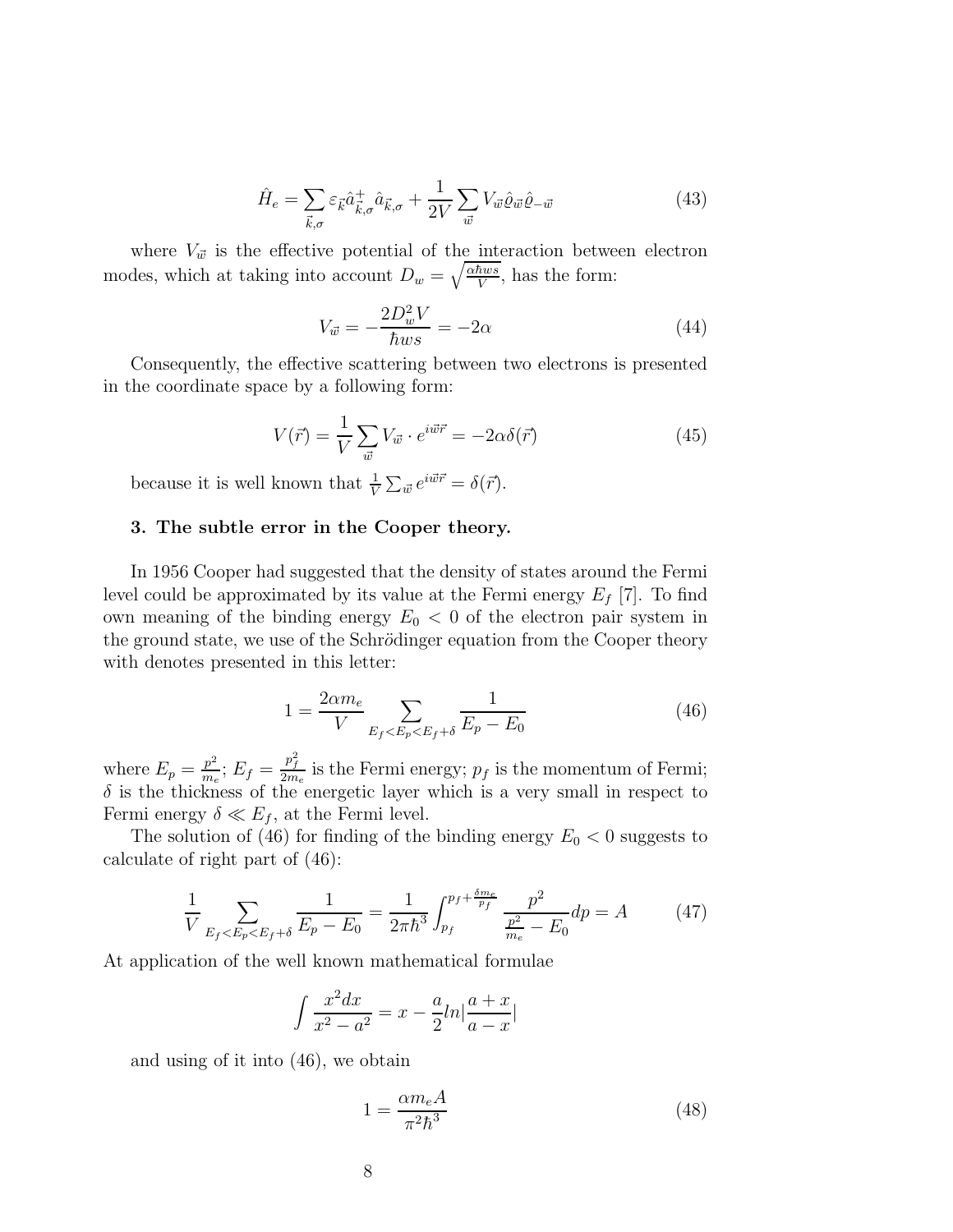$$\hat{H}_e = \sum_{\vec{k},\sigma} \varepsilon_{\vec{k}} \hat{a}^+_{\vec{k},\sigma} \hat{a}_{\vec{k},\sigma} + \frac{1}{2V} \sum_{\vec{w}} V_{\vec{w}} \hat{\varrho}_{\vec{w}} \hat{\varrho}_{-\vec{w}} \tag{43}$$

where $V_{\vec{w}}$ is the effective potential of the interaction between electron modes, which at taking into account $D_w = \sqrt{\frac{\alpha\hbar ws}{V}}$, has the form:

$$V_{\vec{w}} = -\frac{2D_w^2 V}{\hbar ws} = -2\alpha \tag{44}$$

Consequently, the effective scattering between two electrons is presented in the coordinate space by a following form:

$$V(\vec{r}) = \frac{1}{V} \sum_{\vec{w}} V_{\vec{w}} \cdot e^{i\vec{w}\vec{r}} = -2\alpha\delta(\vec{r}) \tag{45}$$

because it is well known that $\frac{1}{V}\sum_{\vec{w}} e^{i\vec{w}\vec{r}} = \delta(\vec{r})$.

### 3. The subtle error in the Cooper theory.

In 1956 Cooper had suggested that the density of states around the Fermi level could be approximated by its value at the Fermi energy $E_f$ [7]. To find own meaning of the binding energy $E_0 < 0$ of the electron pair system in the ground state, we use of the Schrödinger equation from the Cooper theory with denotes presented in this letter:

$$1 = \frac{2\alpha m_e}{V} \sum_{E_f < E_p < E_f + \delta} \frac{1}{E_p - E_0} \tag{46}$$

where $E_p = \frac{p^2}{m_e}$; $E_f = \frac{p_f^2}{2m_e}$ is the Fermi energy; $p_f$ is the momentum of Fermi; $\delta$ is the thickness of the energetic layer which is a very small in respect to Fermi energy $\delta \ll E_f$, at the Fermi level.

The solution of (46) for finding of the binding energy $E_0 < 0$ suggests to calculate of right part of (46):

$$\frac{1}{V} \sum_{E_f < E_p < E_f + \delta} \frac{1}{E_p - E_0} = \frac{1}{2\pi\hbar^3} \int_{p_f}^{p_f + \frac{\delta m_e}{p_f}} \frac{p^2}{\frac{p^2}{m_e} - E_0} dp = A \tag{47}$$

At application of the well known mathematical formulae

$$\int \frac{x^2 dx}{x^2 - a^2} = x - \frac{a}{2} ln|\frac{a + x}{a - x}|$$

and using of it into (46), we obtain

$$1 = \frac{\alpha m_e A}{\pi^2 \hbar^3} \tag{48}$$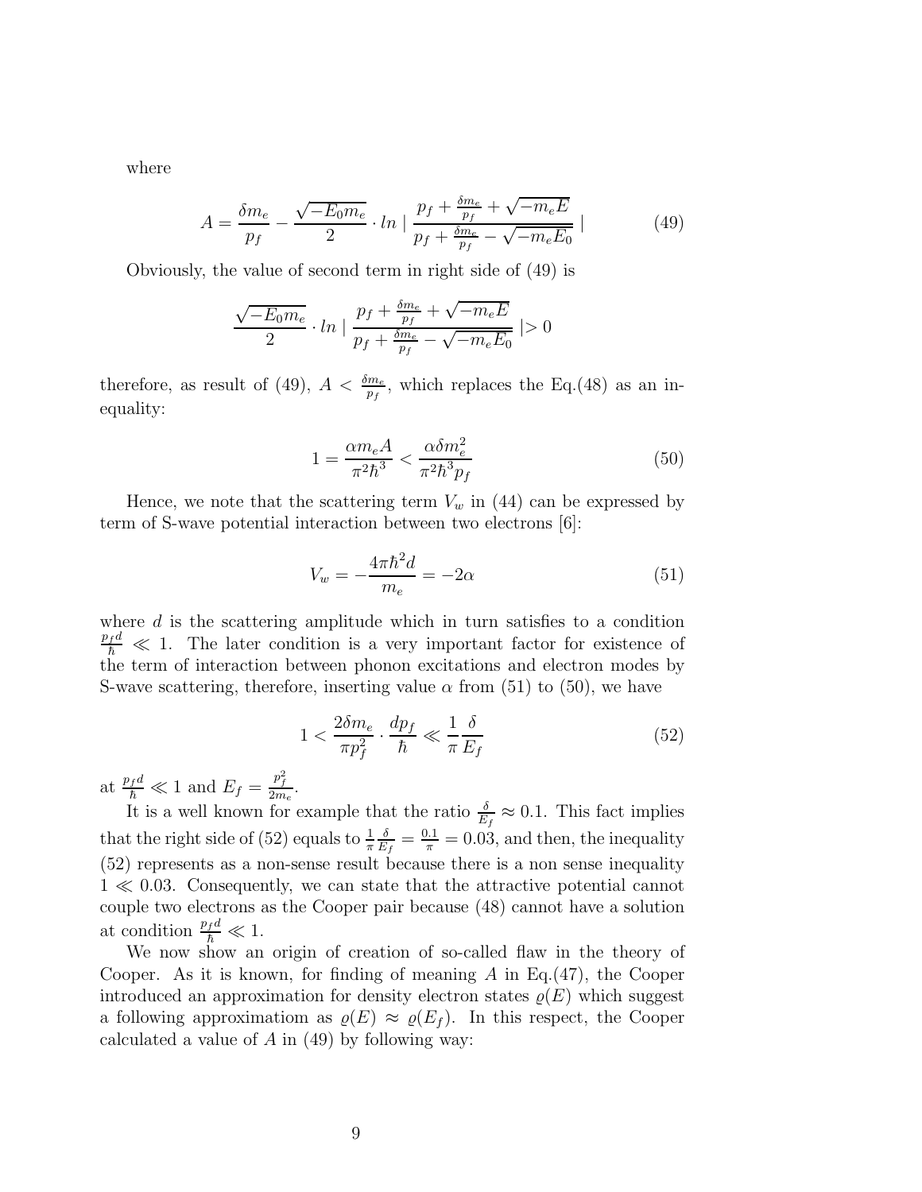where

$$A = \frac{\delta m_e}{p_f} - \frac{\sqrt{-E_0 m_e}}{2} \cdot ln \mid \frac{p_f + \frac{\delta m_e}{p_f} + \sqrt{-m_e E}}{p_f + \frac{\delta m_e}{p_f} - \sqrt{-m_e E_0}} \mid \tag{49}$$

Obviously, the value of second term in right side of (49) is

$$\frac{\sqrt{-E_0 m_e}}{2} \cdot ln \mid \frac{p_f + \frac{\delta m_e}{p_f} + \sqrt{-m_e E}}{p_f + \frac{\delta m_e}{p_f} - \sqrt{-m_e E_0}} \mid > 0$$

therefore, as result of (49), $A < \frac{\delta m_e}{p_f}$, which replaces the Eq.(48) as an inequality:

$$1 = \frac{\alpha m_e A}{\pi^2 \hbar^3} < \frac{\alpha \delta m_e^2}{\pi^2 \hbar^3 p_f} \tag{50}$$

Hence, we note that the scattering term $V_w$ in (44) can be expressed by term of S-wave potential interaction between two electrons [6]:

$$V_w = -\frac{4\pi\hbar^2 d}{m_e} = -2\alpha \tag{51}$$

where $d$ is the scattering amplitude which in turn satisfies to a condition $\frac{p_f d}{\hbar} \ll 1$. The later condition is a very important factor for existence of the term of interaction between phonon excitations and electron modes by S-wave scattering, therefore, inserting value $\alpha$ from (51) to (50), we have

$$1 < \frac{2\delta m_e}{\pi p_f^2} \cdot \frac{dp_f}{\hbar} \ll \frac{1}{\pi} \frac{\delta}{E_f} \tag{52}$$

at $\frac{p_f d}{\hbar} \ll 1$ and $E_f = \frac{p_f^2}{2m_e}$.

It is a well known for example that the ratio $\frac{\delta}{E_f} \approx 0.1$. This fact implies that the right side of (52) equals to $\frac{1}{\pi}\frac{\delta}{E_f} = \frac{0.1}{\pi} = 0.03$, and then, the inequality (52) represents as a non-sense result because there is a non sense inequality $1 \ll 0.03$. Consequently, we can state that the attractive potential cannot couple two electrons as the Cooper pair because (48) cannot have a solution at condition $\frac{p_f d}{\hbar} \ll 1$.

We now show an origin of creation of so-called flaw in the theory of Cooper. As it is known, for finding of meaning $A$ in Eq.(47), the Cooper introduced an approximation for density electron states $\varrho(E)$ which suggest a following approximatiom as $\varrho(E) \approx \varrho(E_f)$. In this respect, the Cooper calculated a value of $A$ in (49) by following way: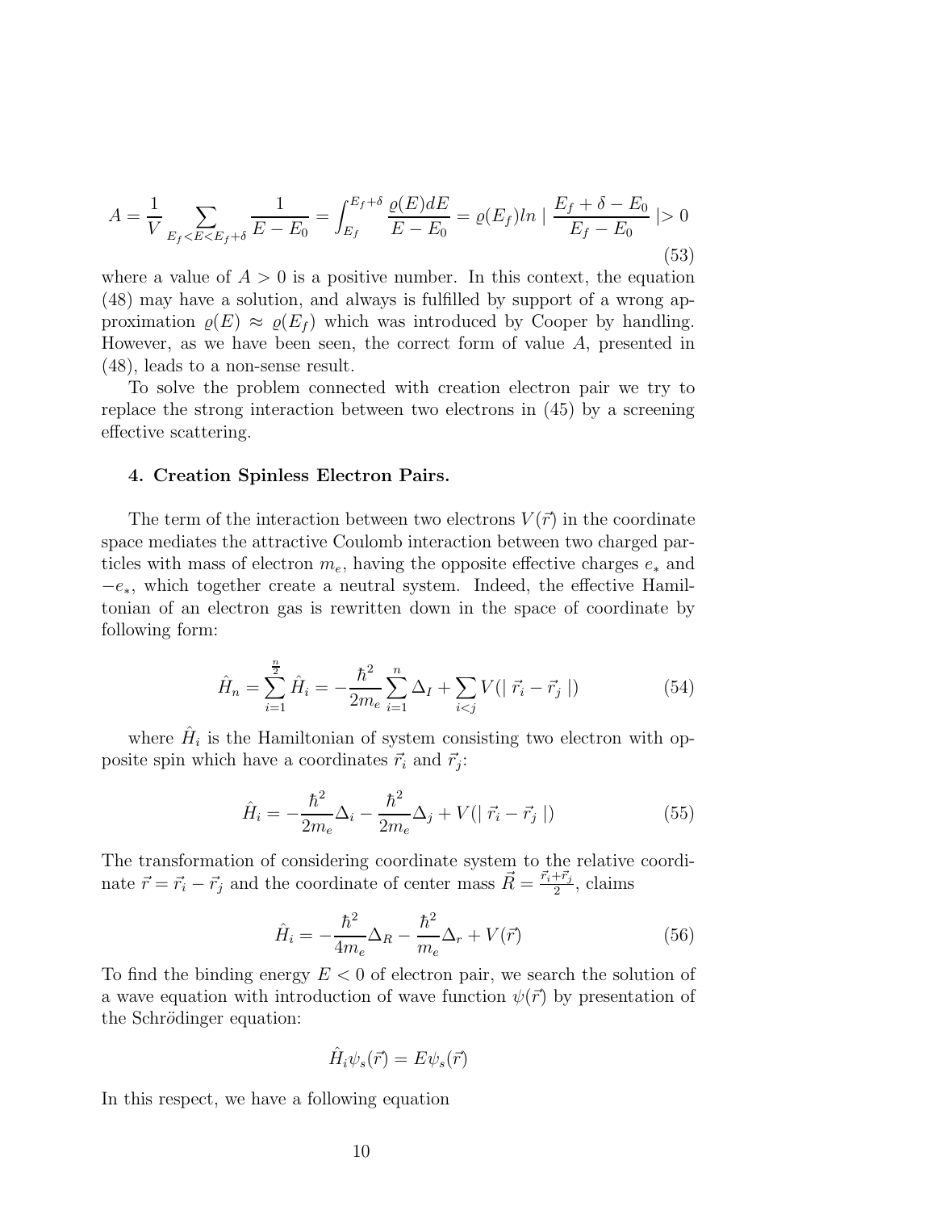$$A = \frac{1}{V} \sum_{E_f < E < E_f + \delta} \frac{1}{E - E_0} = \int_{E_f}^{E_f + \delta} \frac{\varrho(E) dE}{E - E_0} = \varrho(E_f) ln \mid \frac{E_f + \delta - E_0}{E_f - E_0} \mid > 0 \tag{53}$$

where a value of $A > 0$ is a positive number. In this context, the equation (48) may have a solution, and always is fulfilled by support of a wrong approximation $\varrho(E) \approx \varrho(E_f)$ which was introduced by Cooper by handling. However, as we have been seen, the correct form of value $A$, presented in (48), leads to a non-sense result.

To solve the problem connected with creation electron pair we try to replace the strong interaction between two electrons in (45) by a screening effective scattering.

### 4. Creation Spinless Electron Pairs.

The term of the interaction between two electrons $V(\vec{r})$ in the coordinate space mediates the attractive Coulomb interaction between two charged particles with mass of electron $m_e$, having the opposite effective charges $e_*$ and $-e_*$, which together create a neutral system. Indeed, the effective Hamiltonian of an electron gas is rewritten down in the space of coordinate by following form:

$$\hat{H}_n = \sum_{i=1}^{\frac{n}{2}} \hat{H}_i = -\frac{\hbar^2}{2m_e} \sum_{i=1}^{n} \Delta_I + \sum_{i<j} V(\mid \vec{r}_i - \vec{r}_j \mid) \tag{54}$$

where $\hat{H}_i$ is the Hamiltonian of system consisting two electron with opposite spin which have a coordinates $\vec{r}_i$ and $\vec{r}_j$:

$$\hat{H}_i = -\frac{\hbar^2}{2m_e} \Delta_i - \frac{\hbar^2}{2m_e} \Delta_j + V(\mid \vec{r}_i - \vec{r}_j \mid) \tag{55}$$

The transformation of considering coordinate system to the relative coordinate $\vec{r} = \vec{r}_i - \vec{r}_j$ and the coordinate of center mass $\vec{R} = \frac{\vec{r}_i + \vec{r}_j}{2}$, claims

$$\hat{H}_i = -\frac{\hbar^2}{4m_e} \Delta_R - \frac{\hbar^2}{m_e} \Delta_r + V(\vec{r}) \tag{56}$$

To find the binding energy $E < 0$ of electron pair, we search the solution of a wave equation with introduction of wave function $\psi(\vec{r})$ by presentation of the Schrödinger equation:

$$\hat{H}_i \psi_s(\vec{r}) = E \psi_s(\vec{r})$$

In this respect, we have a following equation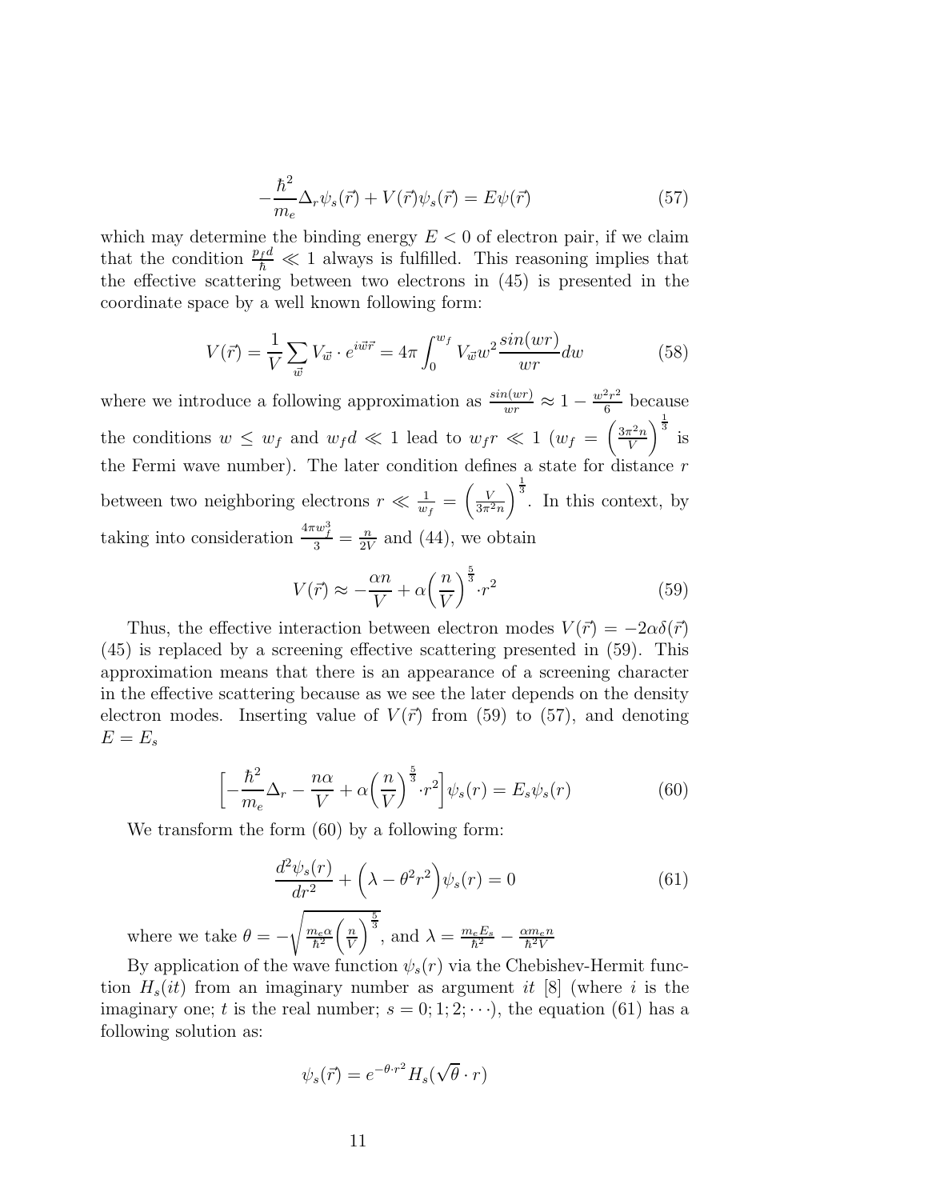$$-\frac{\hbar^2}{m_e}\Delta_r\psi_s(\vec{r}) + V(\vec{r})\psi_s(\vec{r}) = E\psi(\vec{r}) \tag{57}$$

which may determine the binding energy $E < 0$ of electron pair, if we claim that the condition $\frac{p_f d}{\hbar} \ll 1$ always is fulfilled. This reasoning implies that the effective scattering between two electrons in (45) is presented in the coordinate space by a well known following form:

$$V(\vec{r}) = \frac{1}{V}\sum_{\vec{w}} V_{\vec{w}} \cdot e^{i\vec{w}\vec{r}} = 4\pi\int_0^{w_f} V_{\vec{w}} w^2 \frac{sin(wr)}{wr} dw \tag{58}$$

where we introduce a following approximation as $\frac{sin(wr)}{wr} \approx 1 - \frac{w^2r^2}{6}$ because the conditions $w \leq w_f$ and $w_f d \ll 1$ lead to $w_f r \ll 1$ ($w_f = \left(\frac{3\pi^2 n}{V}\right)^{\frac{1}{3}}$ is the Fermi wave number). The later condition defines a state for distance $r$ between two neighboring electrons $r \ll \frac{1}{w_f} = \left(\frac{V}{3\pi^2 n}\right)^{\frac{1}{3}}$. In this context, by taking into consideration $\frac{4\pi w_f^3}{3} = \frac{n}{2V}$ and (44), we obtain

$$V(\vec{r}) \approx -\frac{\alpha n}{V} + \alpha\left(\frac{n}{V}\right)^{\frac{5}{3}} \cdot r^2 \tag{59}$$

Thus, the effective interaction between electron modes $V(\vec{r}) = -2\alpha\delta(\vec{r})$ (45) is replaced by a screening effective scattering presented in (59). This approximation means that there is an appearance of a screening character in the effective scattering because as we see the later depends on the density electron modes. Inserting value of $V(\vec{r})$ from (59) to (57), and denoting $E = E_s$

$$\left[-\frac{\hbar^2}{m_e}\Delta_r - \frac{n\alpha}{V} + \alpha\left(\frac{n}{V}\right)^{\frac{5}{3}} \cdot r^2\right]\psi_s(r) = E_s\psi_s(r) \tag{60}$$

We transform the form (60) by a following form:

$$\frac{d^2\psi_s(r)}{dr^2} + \left(\lambda - \theta^2 r^2\right)\psi_s(r) = 0 \tag{61}$$

where we take $\theta = -\sqrt{\frac{m_e\alpha}{\hbar^2}\left(\frac{n}{V}\right)^{\frac{5}{3}}}$, and $\lambda = \frac{m_e E_s}{\hbar^2} - \frac{\alpha m_e n}{\hbar^2 V}$

By application of the wave function $\psi_s(r)$ via the Chebishev-Hermit function $H_s(it)$ from an imaginary number as argument $it$ [8] (where $i$ is the imaginary one; $t$ is the real number; $s = 0; 1; 2; \cdots$), the equation (61) has a following solution as:

$$\psi_s(\vec{r}) = e^{-\theta \cdot r^2} H_s(\sqrt{\theta} \cdot r)$$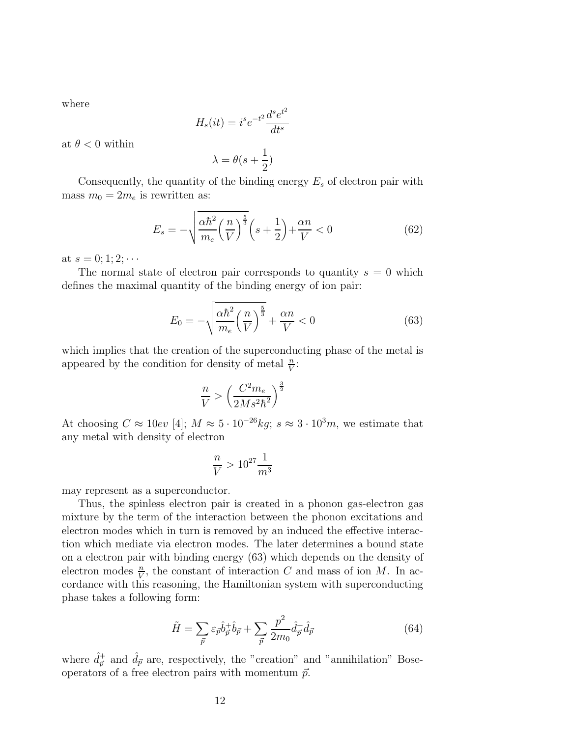where

$$H_s(it) = i^s e^{-t^2} \frac{d^s e^{t^2}}{dt^s}$$

at $\theta < 0$ within

$$\lambda = \theta(s + \frac{1}{2})$$

Consequently, the quantity of the binding energy $E_s$ of electron pair with mass $m_0 = 2m_e$ is rewritten as:

$$E_s = -\sqrt{\frac{\alpha\hbar^2}{m_e}\Big(\frac{n}{V}\Big)^{\frac{5}{3}}}\Big(s + \frac{1}{2}\Big) + \frac{\alpha n}{V} < 0 \tag{62}$$

at $s = 0; 1; 2; \cdots$

The normal state of electron pair corresponds to quantity $s = 0$ which defines the maximal quantity of the binding energy of ion pair:

$$E_0 = -\sqrt{\frac{\alpha\hbar^2}{m_e}\Big(\frac{n}{V}\Big)^{\frac{5}{3}}} + \frac{\alpha n}{V} < 0 \tag{63}$$

which implies that the creation of the superconducting phase of the metal is appeared by the condition for density of metal $\frac{n}{V}$:

$$\frac{n}{V} > \Big(\frac{C^2 m_e}{2Ms^2\hbar^2}\Big)^{\frac{3}{2}}$$

At choosing $C \approx 10ev$ [4]; $M \approx 5 \cdot 10^{-26}kg$; $s \approx 3 \cdot 10^3 m$, we estimate that any metal with density of electron

$$\frac{n}{V} > 10^{27}\frac{1}{m^3}$$

may represent as a superconductor.

Thus, the spinless electron pair is created in a phonon gas-electron gas mixture by the term of the interaction between the phonon excitations and electron modes which in turn is removed by an induced the effective interaction which mediate via electron modes. The later determines a bound state on a electron pair with binding energy (63) which depends on the density of electron modes $\frac{n}{V}$, the constant of interaction $C$ and mass of ion $M$. In accordance with this reasoning, the Hamiltonian system with superconducting phase takes a following form:

$$\tilde{H} = \sum_{\vec{p}} \varepsilon_{\vec{p}} \hat{b}^+_{\vec{p}} \hat{b}_{\vec{p}} + \sum_{\vec{p}} \frac{p^2}{2m_0} \hat{d}^+_{\vec{p}} \hat{d}_{\vec{p}} \tag{64}$$

where $\hat{d}^+_{\vec{p}}$ and $\hat{d}_{\vec{p}}$ are, respectively, the "creation" and "annihilation" Bose-operators of a free electron pairs with momentum $\vec{p}$.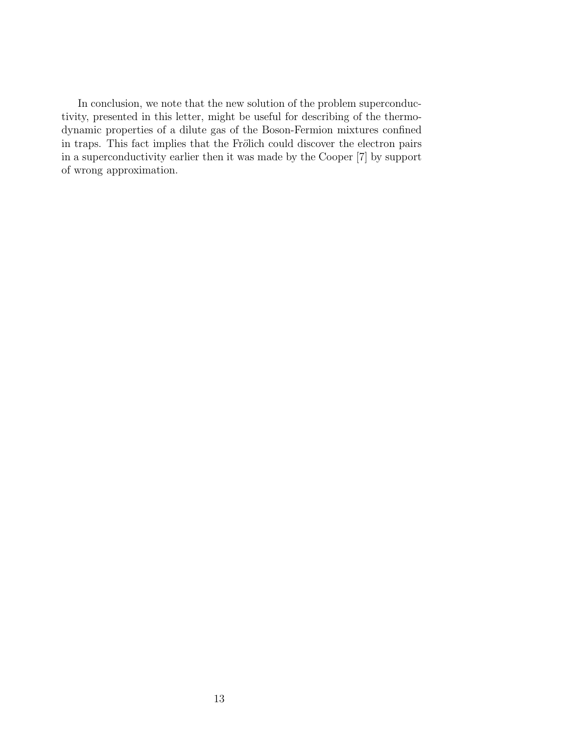In conclusion, we note that the new solution of the problem superconductivity, presented in this letter, might be useful for describing of the thermodynamic properties of a dilute gas of the Boson-Fermion mixtures confined in traps. This fact implies that the Frölich could discover the electron pairs in a superconductivity earlier then it was made by the Cooper [7] by support of wrong approximation.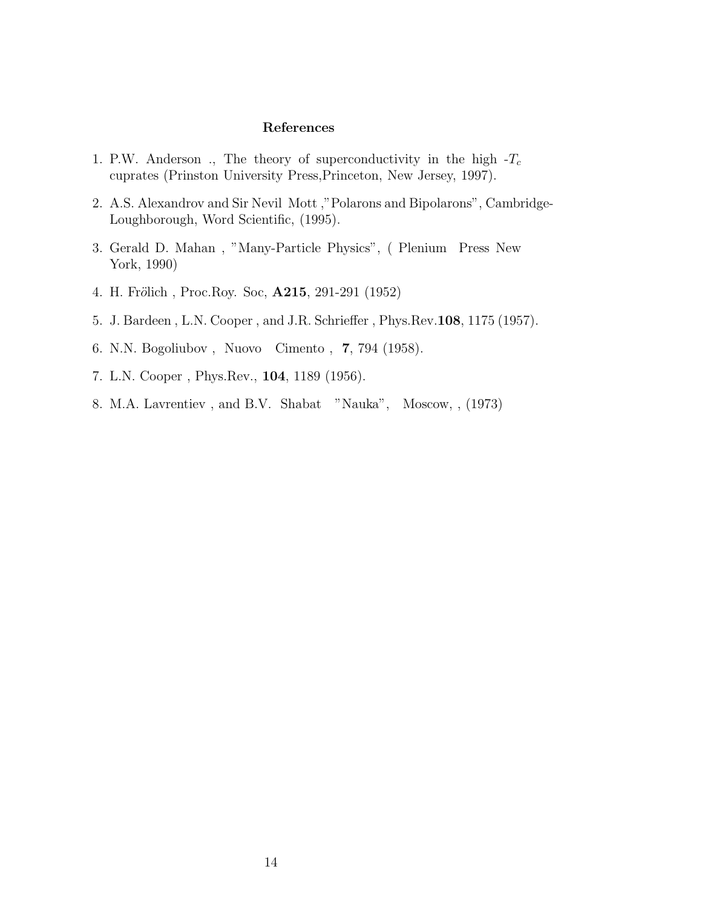## References

1. P.W. Anderson ., The theory of superconductivity in the high -$T_c$ cuprates (Prinston University Press,Princeton, New Jersey, 1997).
2. A.S. Alexandrov and Sir Nevil Mott ,"Polarons and Bipolarons", Cambridge-Loughborough, Word Scientific, (1995).
3. Gerald D. Mahan , "Many-Particle Physics", ( Plenium Press New York, 1990)
4. H. Frölich , Proc.Roy. Soc, **A215**, 291-291 (1952)
5. J. Bardeen , L.N. Cooper , and J.R. Schrieffer , Phys.Rev.**108**, 1175 (1957).
6. N.N. Bogoliubov , Nuovo Cimento , **7**, 794 (1958).
7. L.N. Cooper , Phys.Rev., **104**, 1189 (1956).
8. M.A. Lavrentiev , and B.V. Shabat "Nauka", Moscow, , (1973)